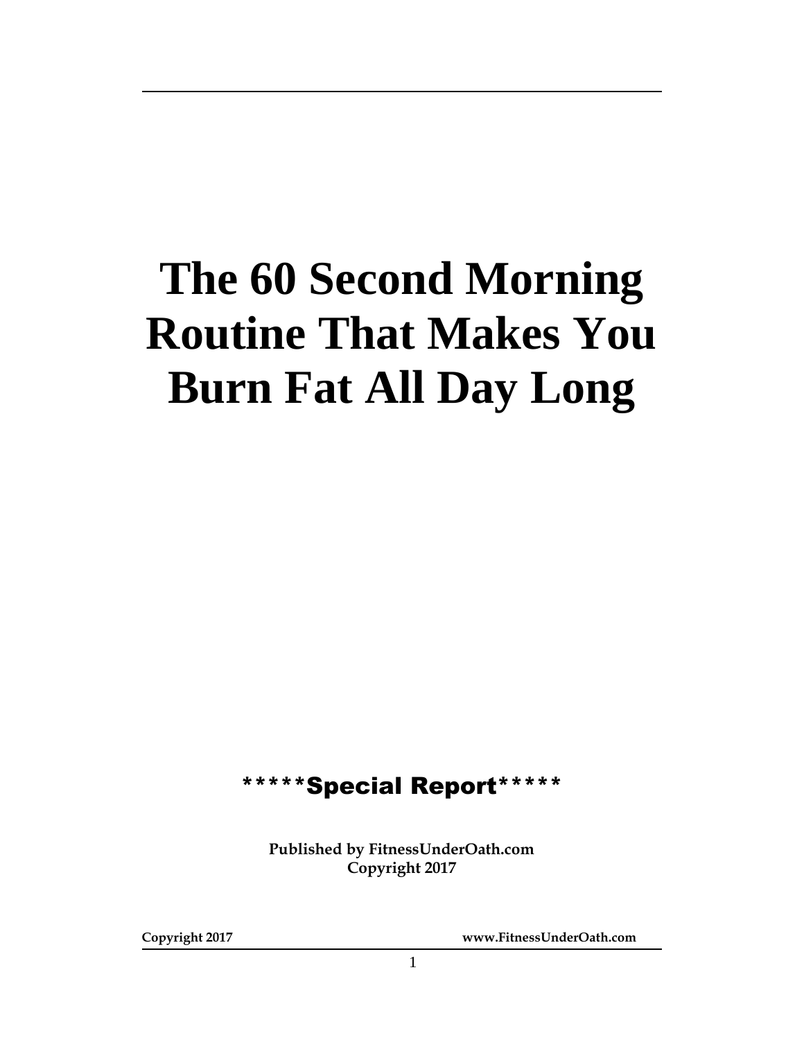# The 60 Second Morning Routine That Makes You Burn Fat All Day Long

*****Special Report*****

**Published by FitnessUnderOath.com**
**Copyright 2017**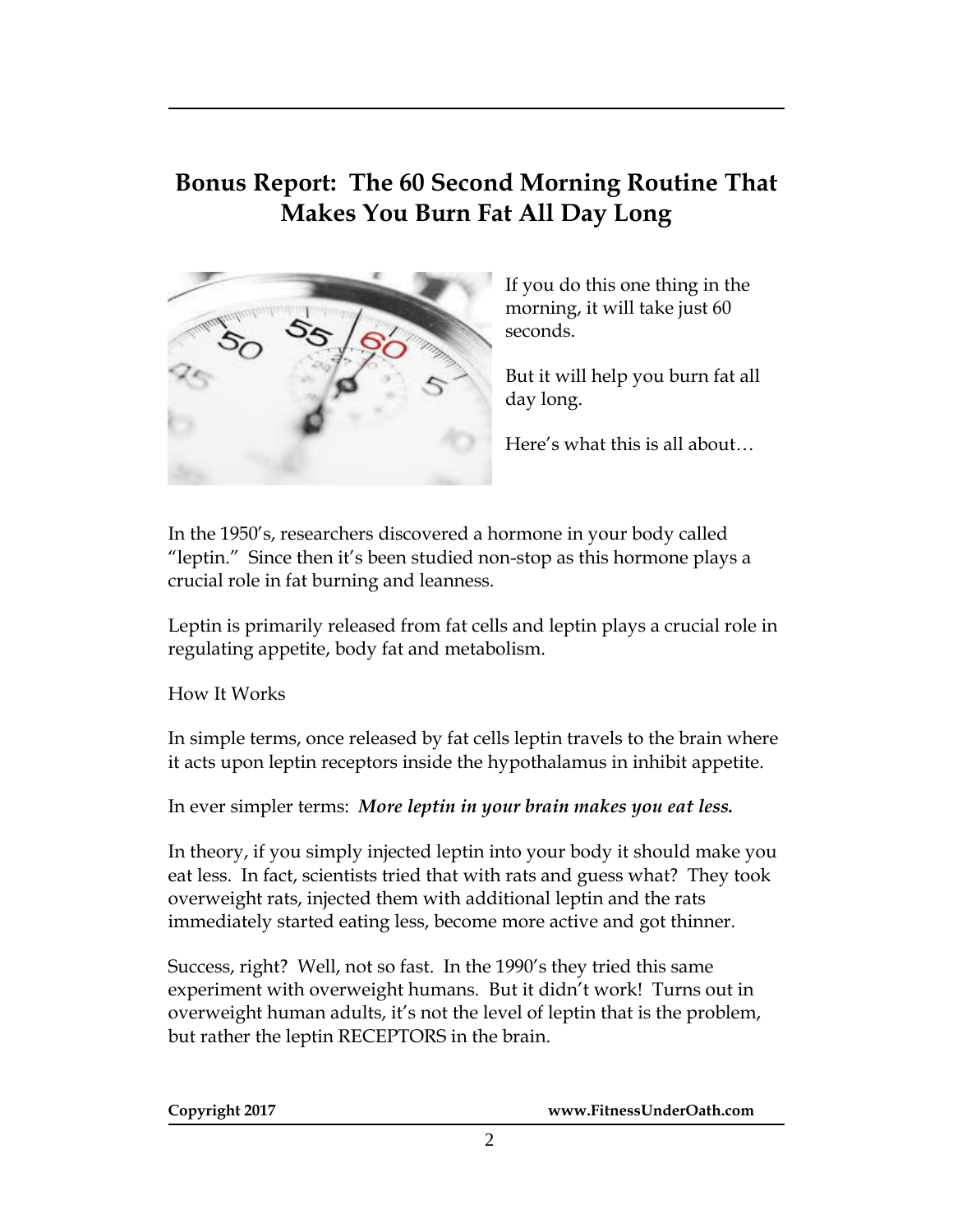# Bonus Report: The 60 Second Morning Routine That Makes You Burn Fat All Day Long

If you do this one thing in the morning, it will take just 60 seconds.

But it will help you burn fat all day long.

Here's what this is all about…

In the 1950's, researchers discovered a hormone in your body called "leptin." Since then it's been studied non-stop as this hormone plays a crucial role in fat burning and leanness.

Leptin is primarily released from fat cells and leptin plays a crucial role in regulating appetite, body fat and metabolism.

How It Works

In simple terms, once released by fat cells leptin travels to the brain where it acts upon leptin receptors inside the hypothalamus in inhibit appetite.

In ever simpler terms: ***More leptin in your brain makes you eat less.***

In theory, if you simply injected leptin into your body it should make you eat less. In fact, scientists tried that with rats and guess what? They took overweight rats, injected them with additional leptin and the rats immediately started eating less, become more active and got thinner.

Success, right? Well, not so fast. In the 1990's they tried this same experiment with overweight humans. But it didn't work! Turns out in overweight human adults, it's not the level of leptin that is the problem, but rather the leptin RECEPTORS in the brain.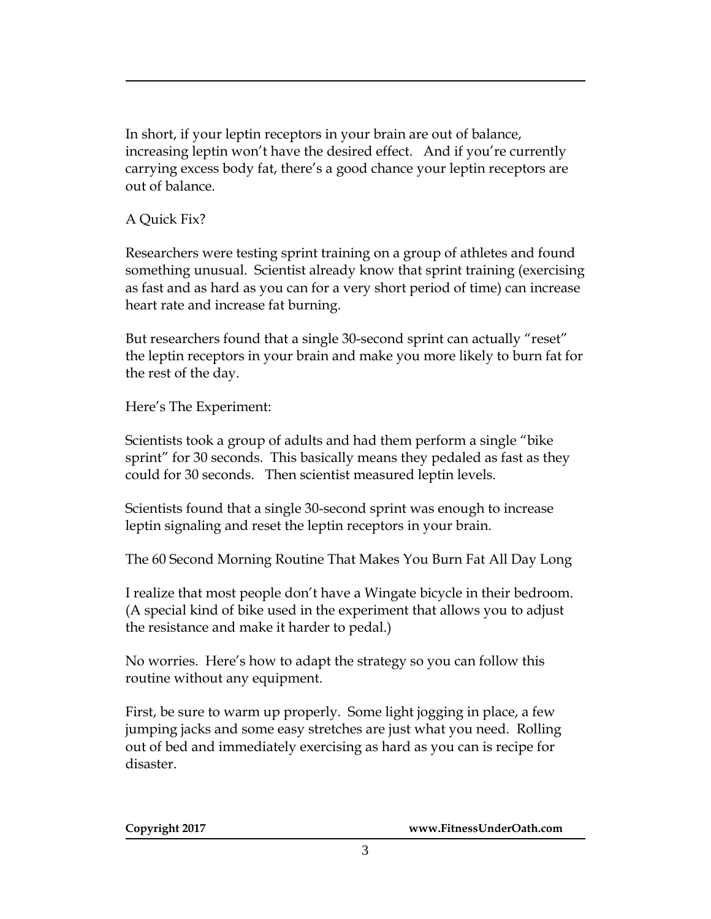In short, if your leptin receptors in your brain are out of balance, increasing leptin won't have the desired effect. And if you're currently carrying excess body fat, there's a good chance your leptin receptors are out of balance.

## A Quick Fix?

Researchers were testing sprint training on a group of athletes and found something unusual. Scientist already know that sprint training (exercising as fast and as hard as you can for a very short period of time) can increase heart rate and increase fat burning.

But researchers found that a single 30-second sprint can actually "reset" the leptin receptors in your brain and make you more likely to burn fat for the rest of the day.

## Here's The Experiment:

Scientists took a group of adults and had them perform a single "bike sprint" for 30 seconds. This basically means they pedaled as fast as they could for 30 seconds. Then scientist measured leptin levels.

Scientists found that a single 30-second sprint was enough to increase leptin signaling and reset the leptin receptors in your brain.

## The 60 Second Morning Routine That Makes You Burn Fat All Day Long

I realize that most people don't have a Wingate bicycle in their bedroom. (A special kind of bike used in the experiment that allows you to adjust the resistance and make it harder to pedal.)

No worries. Here's how to adapt the strategy so you can follow this routine without any equipment.

First, be sure to warm up properly. Some light jogging in place, a few jumping jacks and some easy stretches are just what you need. Rolling out of bed and immediately exercising as hard as you can is recipe for disaster.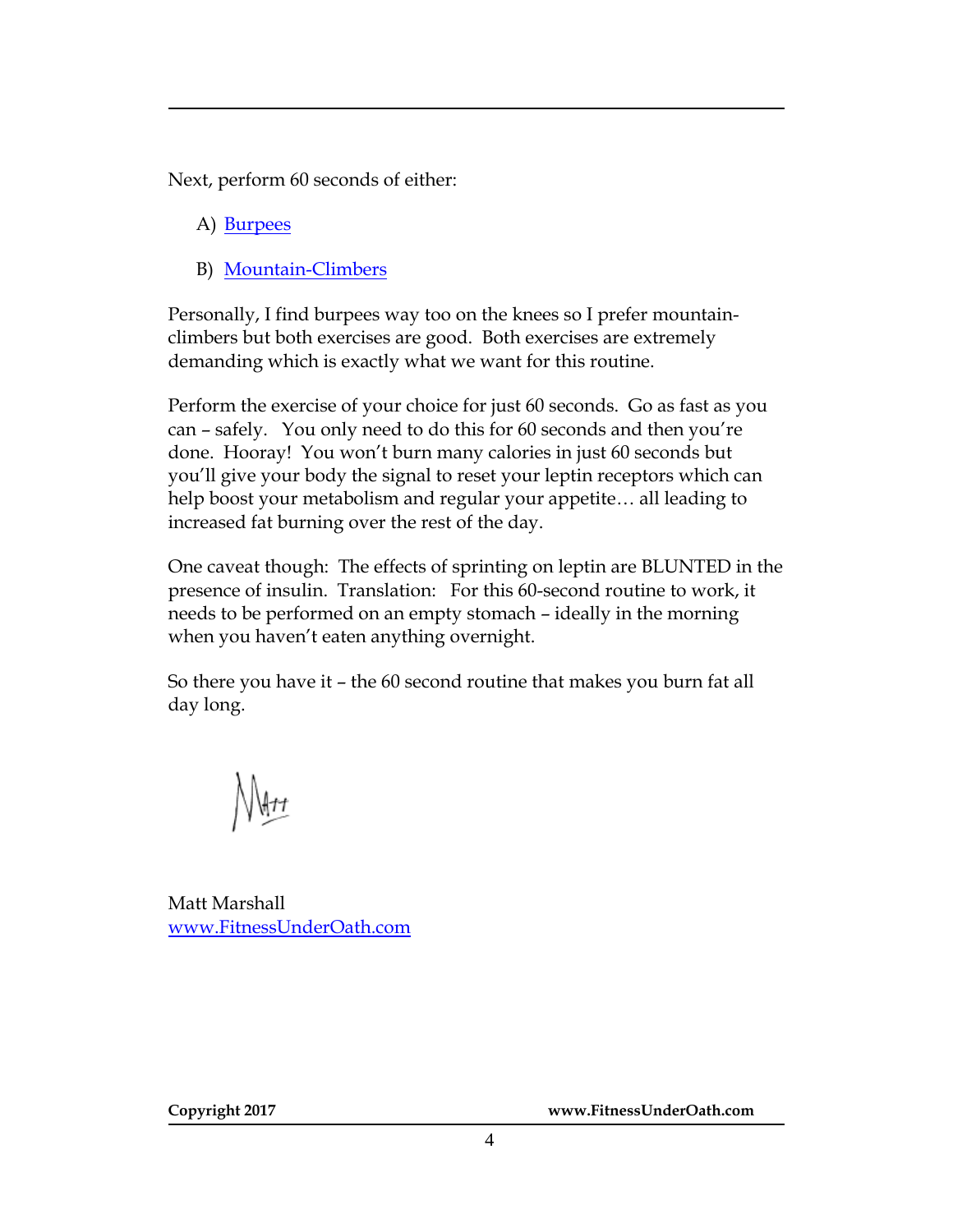Next, perform 60 seconds of either:

A) [Burpees]

B) [Mountain-Climbers]

Personally, I find burpees way too on the knees so I prefer mountain-climbers but both exercises are good. Both exercises are extremely demanding which is exactly what we want for this routine.

Perform the exercise of your choice for just 60 seconds. Go as fast as you can – safely. You only need to do this for 60 seconds and then you're done. Hooray! You won't burn many calories in just 60 seconds but you'll give your body the signal to reset your leptin receptors which can help boost your metabolism and regular your appetite… all leading to increased fat burning over the rest of the day.

One caveat though: The effects of sprinting on leptin are BLUNTED in the presence of insulin. Translation: For this 60-second routine to work, it needs to be performed on an empty stomach – ideally in the morning when you haven't eaten anything overnight.

So there you have it – the 60 second routine that makes you burn fat all day long.

Matt

Matt Marshall
www.FitnessUnderOath.com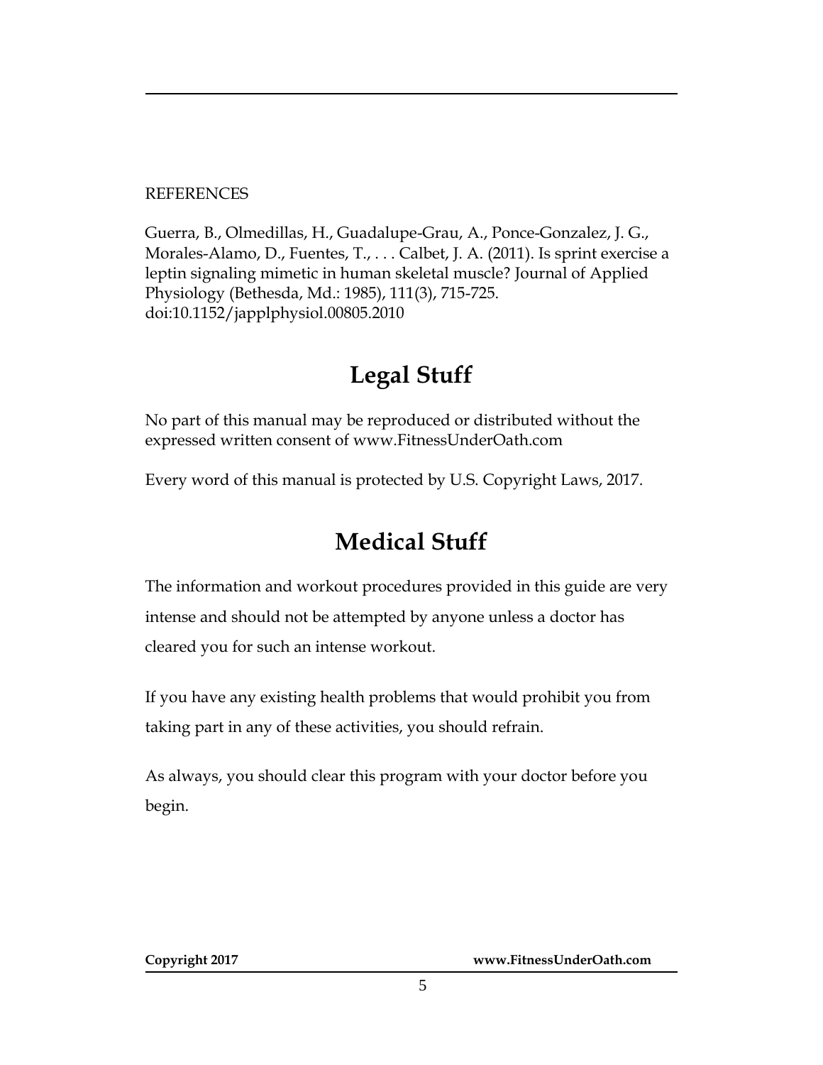REFERENCES

Guerra, B., Olmedillas, H., Guadalupe-Grau, A., Ponce-Gonzalez, J. G., Morales-Alamo, D., Fuentes, T., . . . Calbet, J. A. (2011). Is sprint exercise a leptin signaling mimetic in human skeletal muscle? Journal of Applied Physiology (Bethesda, Md.: 1985), 111(3), 715-725. doi:10.1152/japplphysiol.00805.2010

# Legal Stuff

No part of this manual may be reproduced or distributed without the expressed written consent of www.FitnessUnderOath.com

Every word of this manual is protected by U.S. Copyright Laws, 2017.

# Medical Stuff

The information and workout procedures provided in this guide are very intense and should not be attempted by anyone unless a doctor has cleared you for such an intense workout.

If you have any existing health problems that would prohibit you from taking part in any of these activities, you should refrain.

As always, you should clear this program with your doctor before you begin.